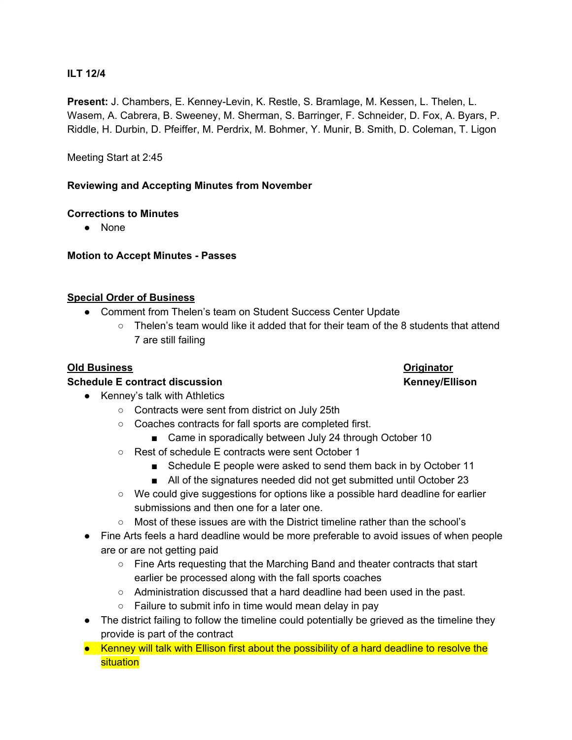**ILT 12/4**

**Present:** J. Chambers, E. Kenney-Levin, K. Restle, S. Bramlage, M. Kessen, L. Thelen, L. Wasem, A. Cabrera, B. Sweeney, M. Sherman, S. Barringer, F. Schneider, D. Fox, A. Byars, P. Riddle, H. Durbin, D. Pfeiffer, M. Perdrix, M. Bohmer, Y. Munir, B. Smith, D. Coleman, T. Ligon

Meeting Start at 2:45

**Reviewing and Accepting Minutes from November**

**Corrections to Minutes**

- None

**Motion to Accept Minutes - Passes**

**Special Order of Business**

- Comment from Thelen's team on Student Success Center Update
  - Thelen's team would like it added that for their team of the 8 students that attend 7 are still failing

| **Old Business** | **Originator** |
| --- | --- |
| **Schedule E contract discussion** | **Kenney/Ellison** |

- Kenney's talk with Athletics
  - Contracts were sent from district on July 25th
  - Coaches contracts for fall sports are completed first.
    - Came in sporadically between July 24 through October 10
  - Rest of schedule E contracts were sent October 1
    - Schedule E people were asked to send them back in by October 11
    - All of the signatures needed did not get submitted until October 23
  - We could give suggestions for options like a possible hard deadline for earlier submissions and then one for a later one.
  - Most of these issues are with the District timeline rather than the school's
- Fine Arts feels a hard deadline would be more preferable to avoid issues of when people are or are not getting paid
  - Fine Arts requesting that the Marching Band and theater contracts that start earlier be processed along with the fall sports coaches
  - Administration discussed that a hard deadline had been used in the past.
  - Failure to submit info in time would mean delay in pay
- The district failing to follow the timeline could potentially be grieved as the timeline they provide is part of the contract
- Kenney will talk with Ellison first about the possibility of a hard deadline to resolve the situation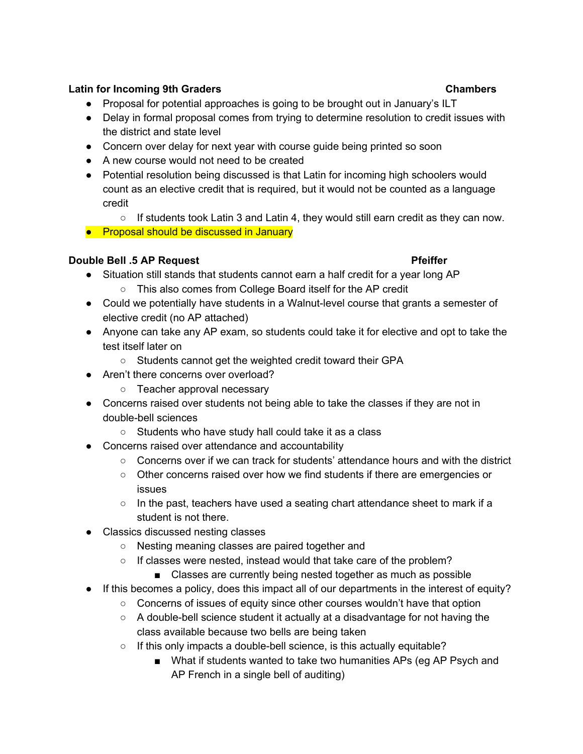**Latin for Incoming 9th Graders** **Chambers**

- Proposal for potential approaches is going to be brought out in January's ILT
- Delay in formal proposal comes from trying to determine resolution to credit issues with the district and state level
- Concern over delay for next year with course guide being printed so soon
- A new course would not need to be created
- Potential resolution being discussed is that Latin for incoming high schoolers would count as an elective credit that is required, but it would not be counted as a language credit
    - If students took Latin 3 and Latin 4, they would still earn credit as they can now.
- Proposal should be discussed in January

**Double Bell .5 AP Request** **Pfeiffer**

- Situation still stands that students cannot earn a half credit for a year long AP
    - This also comes from College Board itself for the AP credit
- Could we potentially have students in a Walnut-level course that grants a semester of elective credit (no AP attached)
- Anyone can take any AP exam, so students could take it for elective and opt to take the test itself later on
    - Students cannot get the weighted credit toward their GPA
- Aren't there concerns over overload?
    - Teacher approval necessary
- Concerns raised over students not being able to take the classes if they are not in double-bell sciences
    - Students who have study hall could take it as a class
- Concerns raised over attendance and accountability
    - Concerns over if we can track for students' attendance hours and with the district
    - Other concerns raised over how we find students if there are emergencies or issues
    - In the past, teachers have used a seating chart attendance sheet to mark if a student is not there.
- Classics discussed nesting classes
    - Nesting meaning classes are paired together and
    - If classes were nested, instead would that take care of the problem?
        - Classes are currently being nested together as much as possible
- If this becomes a policy, does this impact all of our departments in the interest of equity?
    - Concerns of issues of equity since other courses wouldn't have that option
    - A double-bell science student it actually at a disadvantage for not having the class available because two bells are being taken
    - If this only impacts a double-bell science, is this actually equitable?
        - What if students wanted to take two humanities APs (eg AP Psych and AP French in a single bell of auditing)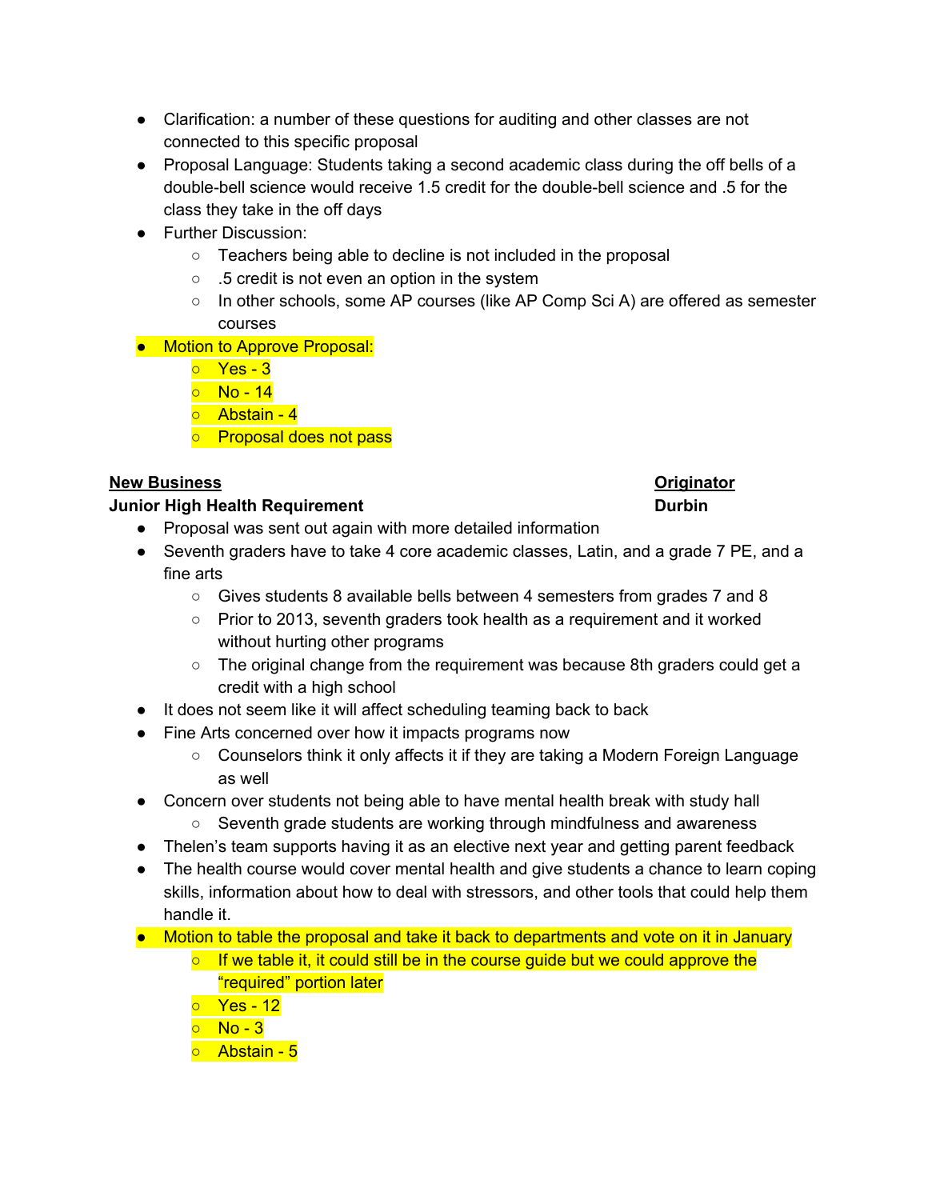- Clarification: a number of these questions for auditing and other classes are not connected to this specific proposal
- Proposal Language: Students taking a second academic class during the off bells of a double-bell science would receive 1.5 credit for the double-bell science and .5 for the class they take in the off days
- Further Discussion:
    - Teachers being able to decline is not included in the proposal
    - .5 credit is not even an option in the system
    - In other schools, some AP courses (like AP Comp Sci A) are offered as semester courses
- Motion to Approve Proposal:
    - Yes - 3
    - No - 14
    - Abstain - 4
    - Proposal does not pass

**New Business** — **Originator**

**Junior High Health Requirement** — **Durbin**

- Proposal was sent out again with more detailed information
- Seventh graders have to take 4 core academic classes, Latin, and a grade 7 PE, and a fine arts
    - Gives students 8 available bells between 4 semesters from grades 7 and 8
    - Prior to 2013, seventh graders took health as a requirement and it worked without hurting other programs
    - The original change from the requirement was because 8th graders could get a credit with a high school
- It does not seem like it will affect scheduling teaming back to back
- Fine Arts concerned over how it impacts programs now
    - Counselors think it only affects it if they are taking a Modern Foreign Language as well
- Concern over students not being able to have mental health break with study hall
    - Seventh grade students are working through mindfulness and awareness
- Thelen's team supports having it as an elective next year and getting parent feedback
- The health course would cover mental health and give students a chance to learn coping skills, information about how to deal with stressors, and other tools that could help them handle it.
- Motion to table the proposal and take it back to departments and vote on it in January
    - If we table it, it could still be in the course guide but we could approve the "required" portion later
    - Yes - 12
    - No - 3
    - Abstain - 5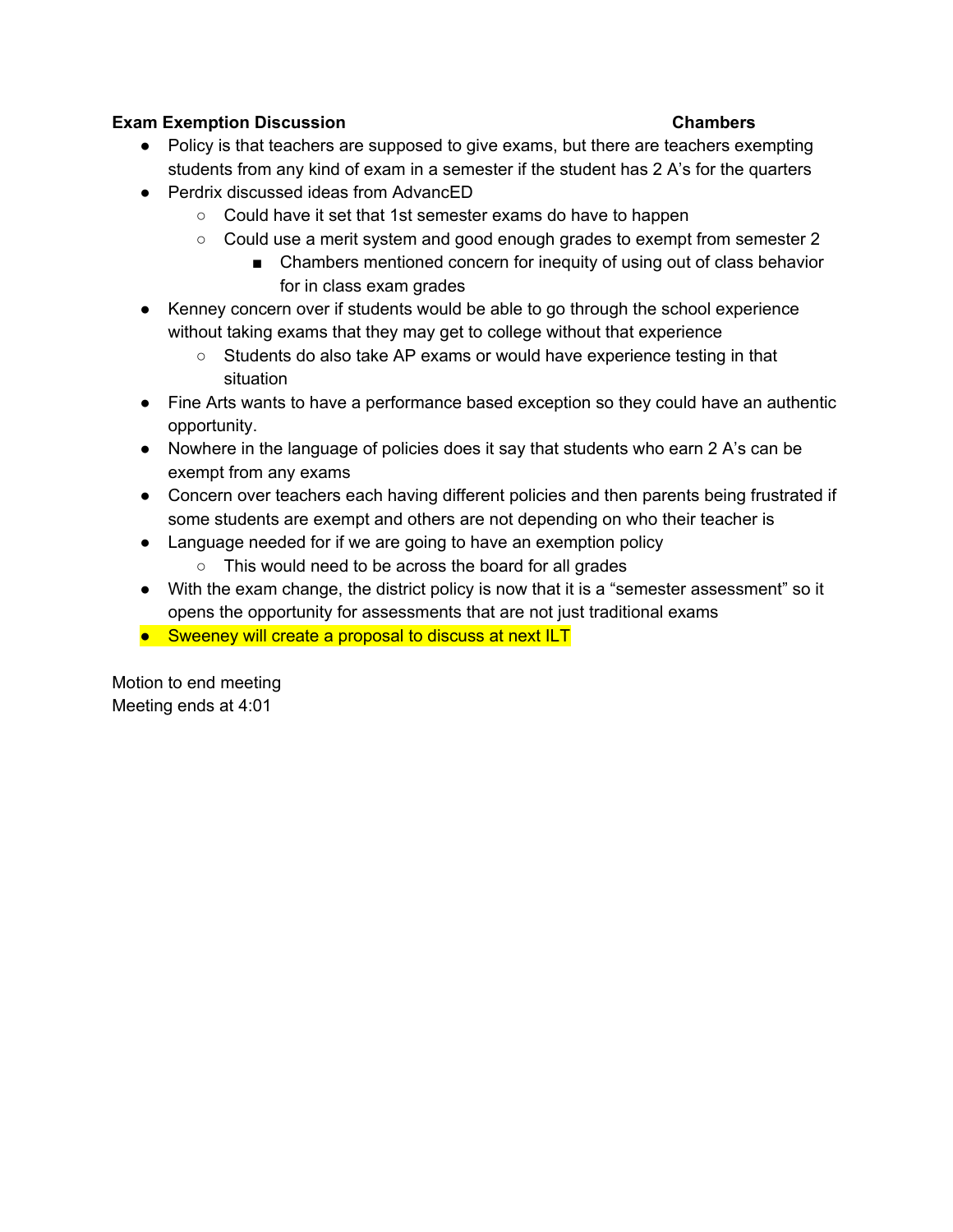**Exam Exemption Discussion** **Chambers**

- Policy is that teachers are supposed to give exams, but there are teachers exempting students from any kind of exam in a semester if the student has 2 A's for the quarters
- Perdrix discussed ideas from AdvancED
  - Could have it set that 1st semester exams do have to happen
  - Could use a merit system and good enough grades to exempt from semester 2
    - Chambers mentioned concern for inequity of using out of class behavior for in class exam grades
- Kenney concern over if students would be able to go through the school experience without taking exams that they may get to college without that experience
  - Students do also take AP exams or would have experience testing in that situation
- Fine Arts wants to have a performance based exception so they could have an authentic opportunity.
- Nowhere in the language of policies does it say that students who earn 2 A's can be exempt from any exams
- Concern over teachers each having different policies and then parents being frustrated if some students are exempt and others are not depending on who their teacher is
- Language needed for if we are going to have an exemption policy
  - This would need to be across the board for all grades
- With the exam change, the district policy is now that it is a "semester assessment" so it opens the opportunity for assessments that are not just traditional exams
- Sweeney will create a proposal to discuss at next ILT

Motion to end meeting
Meeting ends at 4:01